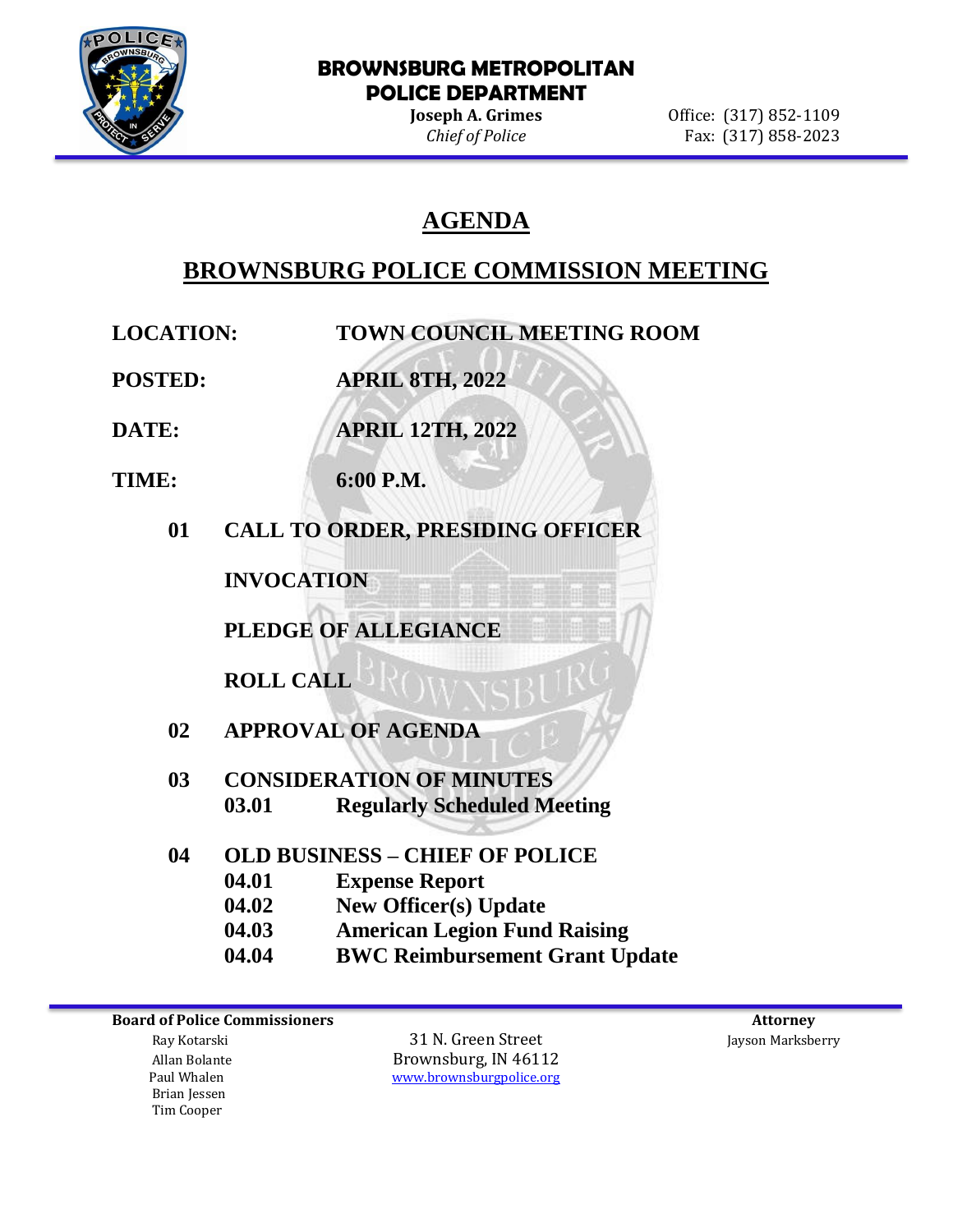**BROWNSBURG METROPOLITAN POLICE DEPARTMENT**

**Joseph A. Grimes**
*Chief of Police*

Office: (317) 852-1109
Fax: (317) 858-2023

# AGENDA

## BROWNSBURG POLICE COMMISSION MEETING

**LOCATION:** TOWN COUNCIL MEETING ROOM

**POSTED:** APRIL 8TH, 2022

**DATE:** APRIL 12TH, 2022

**TIME:** 6:00 P.M.

**01 CALL TO ORDER, PRESIDING OFFICER**

**INVOCATION**

**PLEDGE OF ALLEGIANCE**

**ROLL CALL**

**02 APPROVAL OF AGENDA**

**03 CONSIDERATION OF MINUTES**
- **03.01 Regularly Scheduled Meeting**

**04 OLD BUSINESS – CHIEF OF POLICE**
- **04.01 Expense Report**
- **04.02 New Officer(s) Update**
- **04.03 American Legion Fund Raising**
- **04.04 BWC Reimbursement Grant Update**

---

**Board of Police Commissioners**
Ray Kotarski
Allan Bolante
Paul Whalen
Brian Jessen
Tim Cooper

31 N. Green Street
Brownsburg, IN 46112
www.brownsburgpolice.org

**Attorney**
Jayson Marksberry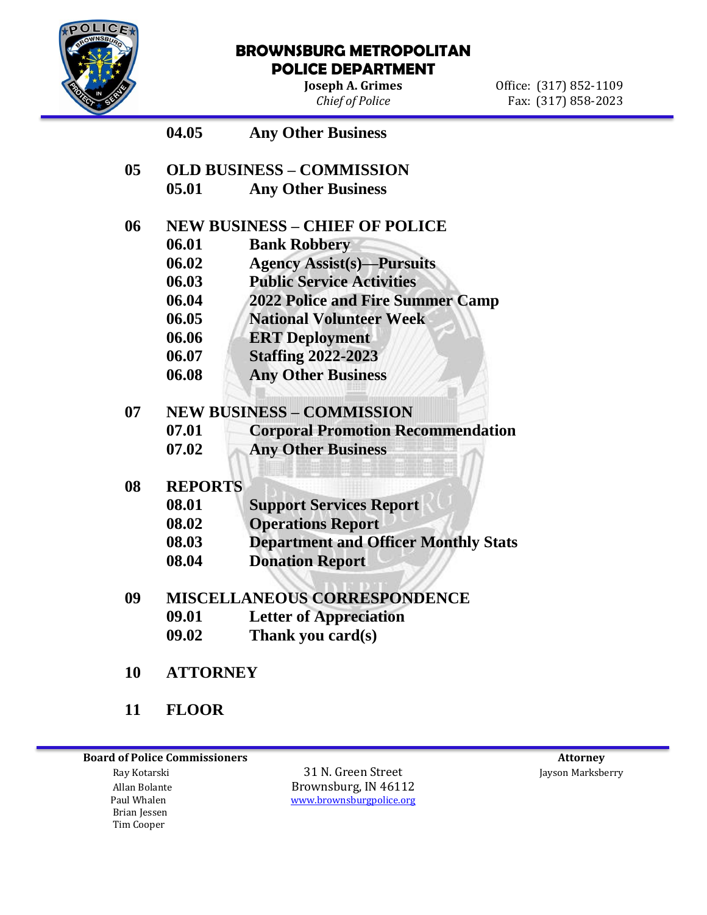04.05 **Any Other Business**

**05 OLD BUSINESS – COMMISSION**

05.01 **Any Other Business**

**06 NEW BUSINESS – CHIEF OF POLICE**

06.01 **Bank Robbery**

06.02 **Agency Assist(s)—Pursuits**

06.03 **Public Service Activities**

06.04 **2022 Police and Fire Summer Camp**

06.05 **National Volunteer Week**

06.06 **ERT Deployment**

06.07 **Staffing 2022-2023**

06.08 **Any Other Business**

**07 NEW BUSINESS – COMMISSION**

07.01 **Corporal Promotion Recommendation**

07.02 **Any Other Business**

**08 REPORTS**

08.01 **Support Services Report**

08.02 **Operations Report**

08.03 **Department and Officer Monthly Stats**

08.04 **Donation Report**

**09 MISCELLANEOUS CORRESPONDENCE**

09.01 **Letter of Appreciation**

09.02 **Thank you card(s)**

**10 ATTORNEY**

**11 FLOOR**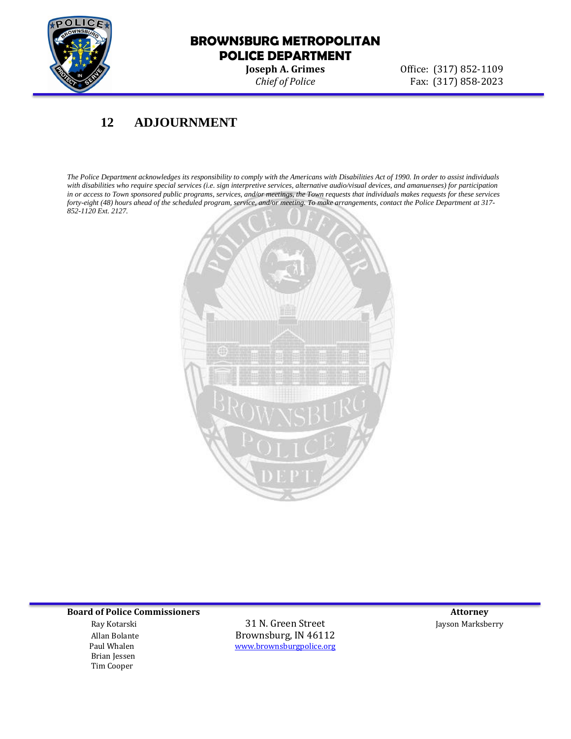# BROWNSBURG METROPOLITAN POLICE DEPARTMENT

**Joseph A. Grimes**
*Chief of Police*

Office: (317) 852-1109
Fax: (317) 858-2023

## 12 ADJOURNMENT

*The Police Department acknowledges its responsibility to comply with the Americans with Disabilities Act of 1990. In order to assist individuals with disabilities who require special services (i.e. sign interpretive services, alternative audio/visual devices, and amanuenses) for participation in or access to Town sponsored public programs, services, and/or meetings, the Town requests that individuals makes requests for these services forty-eight (48) hours ahead of the scheduled program, service, and/or meeting. To make arrangements, contact the Police Department at 317-852-1120 Ext. 2127.*

**Board of Police Commissioners**
Ray Kotarski
Allan Bolante
Paul Whalen
Brian Jessen
Tim Cooper

31 N. Green Street
Brownsburg, IN 46112
www.brownsburgpolice.org

**Attorney**
Jayson Marksberry